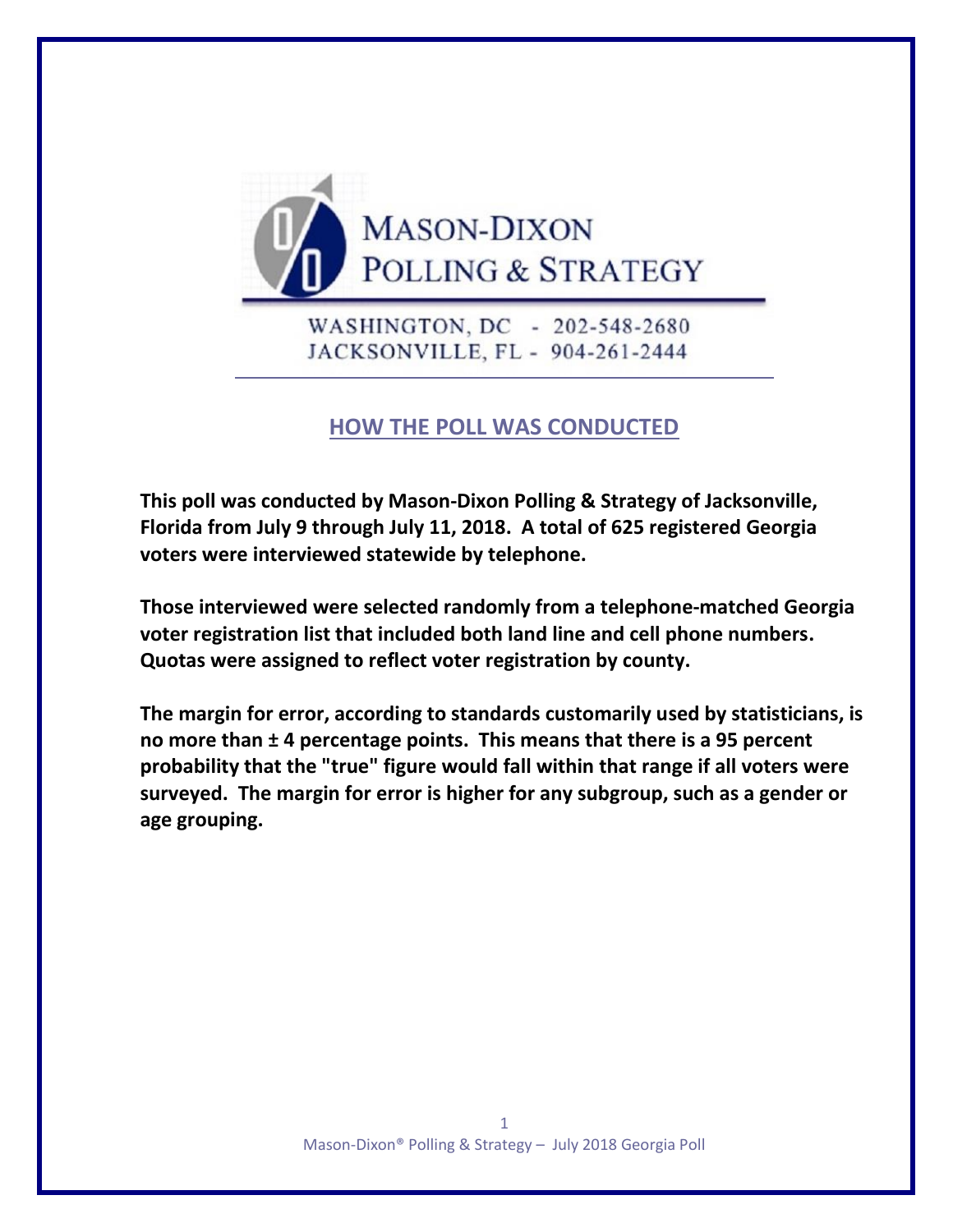MASON-DIXON
POLLING & STRATEGY

WASHINGTON, DC - 202-548-2680
JACKSONVILLE, FL - 904-261-2444

## HOW THE POLL WAS CONDUCTED

**This poll was conducted by Mason-Dixon Polling & Strategy of Jacksonville, Florida from July 9 through July 11, 2018. A total of 625 registered Georgia voters were interviewed statewide by telephone.**

**Those interviewed were selected randomly from a telephone-matched Georgia voter registration list that included both land line and cell phone numbers. Quotas were assigned to reflect voter registration by county.**

**The margin for error, according to standards customarily used by statisticians, is no more than ± 4 percentage points. This means that there is a 95 percent probability that the "true" figure would fall within that range if all voters were surveyed. The margin for error is higher for any subgroup, such as a gender or age grouping.**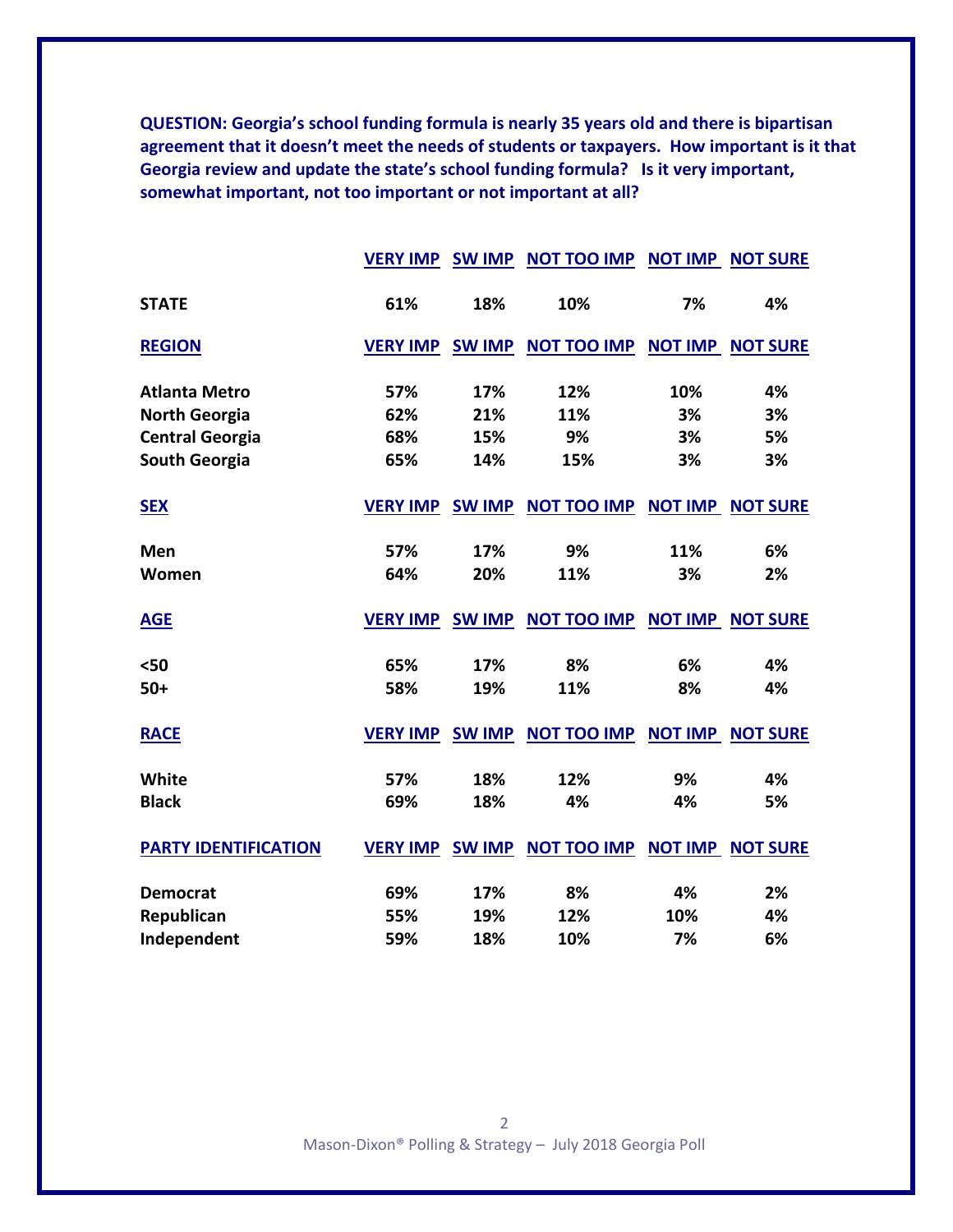**QUESTION: Georgia's school funding formula is nearly 35 years old and there is bipartisan agreement that it doesn't meet the needs of students or taxpayers. How important is it that Georgia review and update the state's school funding formula? Is it very important, somewhat important, not too important or not important at all?**

| | VERY IMP | SW IMP | NOT TOO IMP | NOT IMP | NOT SURE |
|---|---|---|---|---|---|
| **STATE** | 61% | 18% | 10% | 7% | 4% |
| **REGION** | **VERY IMP** | **SW IMP** | **NOT TOO IMP** | **NOT IMP** | **NOT SURE** |
| Atlanta Metro | 57% | 17% | 12% | 10% | 4% |
| North Georgia | 62% | 21% | 11% | 3% | 3% |
| Central Georgia | 68% | 15% | 9% | 3% | 5% |
| South Georgia | 65% | 14% | 15% | 3% | 3% |
| **SEX** | **VERY IMP** | **SW IMP** | **NOT TOO IMP** | **NOT IMP** | **NOT SURE** |
| Men | 57% | 17% | 9% | 11% | 6% |
| Women | 64% | 20% | 11% | 3% | 2% |
| **AGE** | **VERY IMP** | **SW IMP** | **NOT TOO IMP** | **NOT IMP** | **NOT SURE** |
| <50 | 65% | 17% | 8% | 6% | 4% |
| 50+ | 58% | 19% | 11% | 8% | 4% |
| **RACE** | **VERY IMP** | **SW IMP** | **NOT TOO IMP** | **NOT IMP** | **NOT SURE** |
| White | 57% | 18% | 12% | 9% | 4% |
| Black | 69% | 18% | 4% | 4% | 5% |
| **PARTY IDENTIFICATION** | **VERY IMP** | **SW IMP** | **NOT TOO IMP** | **NOT IMP** | **NOT SURE** |
| Democrat | 69% | 17% | 8% | 4% | 2% |
| Republican | 55% | 19% | 12% | 10% | 4% |
| Independent | 59% | 18% | 10% | 7% | 6% |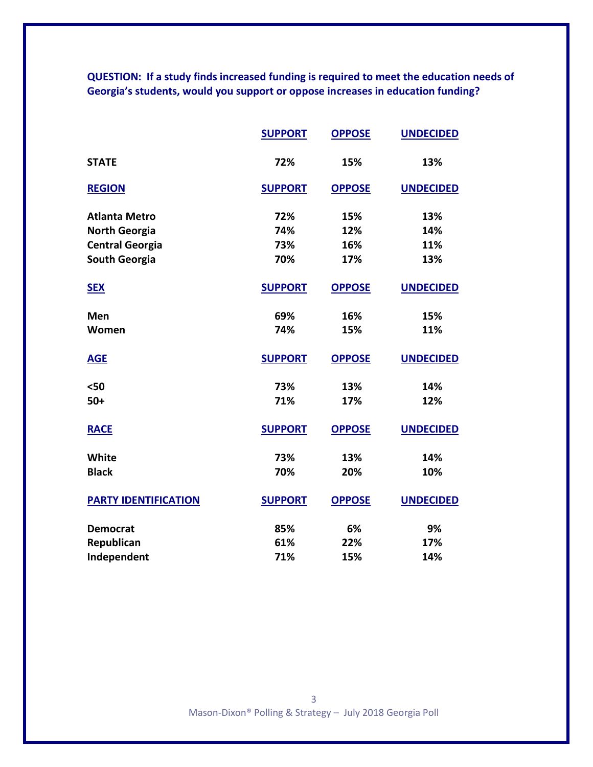**QUESTION: If a study finds increased funding is required to meet the education needs of Georgia's students, would you support or oppose increases in education funding?**

| | SUPPORT | OPPOSE | UNDECIDED |
|---|---|---|---|
| **STATE** | 72% | 15% | 13% |
| **REGION** | **SUPPORT** | **OPPOSE** | **UNDECIDED** |
| Atlanta Metro | 72% | 15% | 13% |
| North Georgia | 74% | 12% | 14% |
| Central Georgia | 73% | 16% | 11% |
| South Georgia | 70% | 17% | 13% |
| **SEX** | **SUPPORT** | **OPPOSE** | **UNDECIDED** |
| Men | 69% | 16% | 15% |
| Women | 74% | 15% | 11% |
| **AGE** | **SUPPORT** | **OPPOSE** | **UNDECIDED** |
| <50 | 73% | 13% | 14% |
| 50+ | 71% | 17% | 12% |
| **RACE** | **SUPPORT** | **OPPOSE** | **UNDECIDED** |
| White | 73% | 13% | 14% |
| Black | 70% | 20% | 10% |
| **PARTY IDENTIFICATION** | **SUPPORT** | **OPPOSE** | **UNDECIDED** |
| Democrat | 85% | 6% | 9% |
| Republican | 61% | 22% | 17% |
| Independent | 71% | 15% | 14% |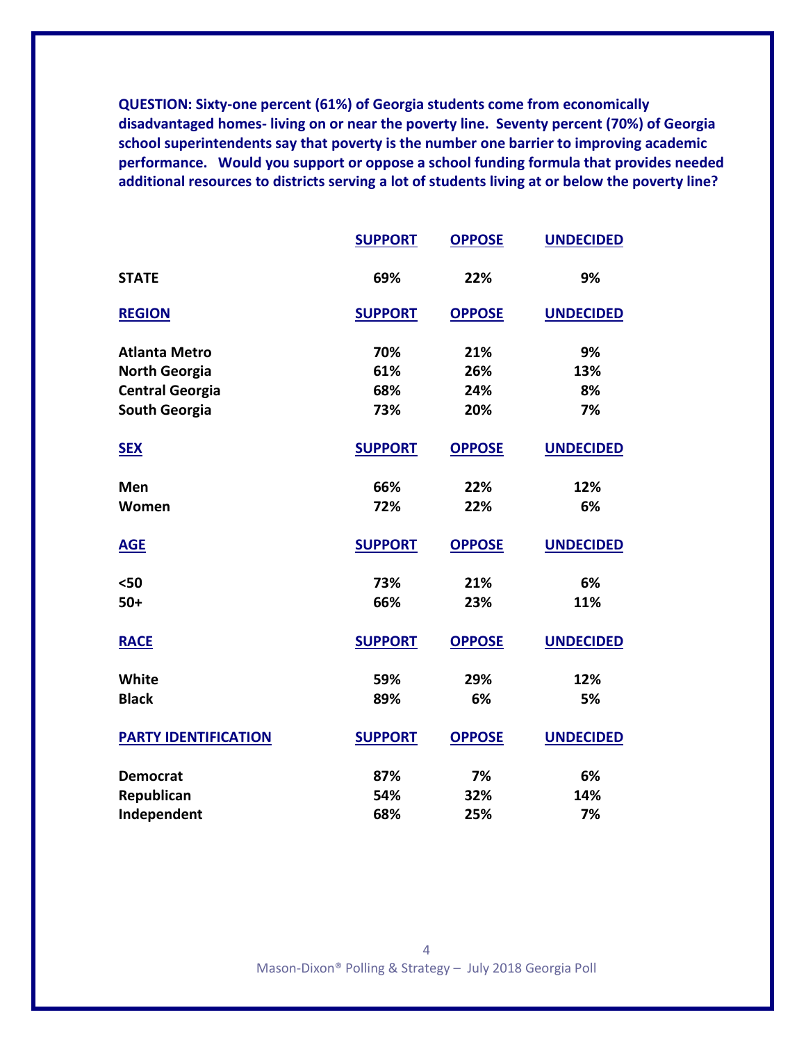**QUESTION: Sixty-one percent (61%) of Georgia students come from economically disadvantaged homes- living on or near the poverty line. Seventy percent (70%) of Georgia school superintendents say that poverty is the number one barrier to improving academic performance. Would you support or oppose a school funding formula that provides needed additional resources to districts serving a lot of students living at or below the poverty line?**

| | SUPPORT | OPPOSE | UNDECIDED |
|---|---|---|---|
| **STATE** | 69% | 22% | 9% |
| **REGION** | **SUPPORT** | **OPPOSE** | **UNDECIDED** |
| Atlanta Metro | 70% | 21% | 9% |
| North Georgia | 61% | 26% | 13% |
| Central Georgia | 68% | 24% | 8% |
| South Georgia | 73% | 20% | 7% |
| **SEX** | **SUPPORT** | **OPPOSE** | **UNDECIDED** |
| Men | 66% | 22% | 12% |
| Women | 72% | 22% | 6% |
| **AGE** | **SUPPORT** | **OPPOSE** | **UNDECIDED** |
| <50 | 73% | 21% | 6% |
| 50+ | 66% | 23% | 11% |
| **RACE** | **SUPPORT** | **OPPOSE** | **UNDECIDED** |
| White | 59% | 29% | 12% |
| Black | 89% | 6% | 5% |
| **PARTY IDENTIFICATION** | **SUPPORT** | **OPPOSE** | **UNDECIDED** |
| Democrat | 87% | 7% | 6% |
| Republican | 54% | 32% | 14% |
| Independent | 68% | 25% | 7% |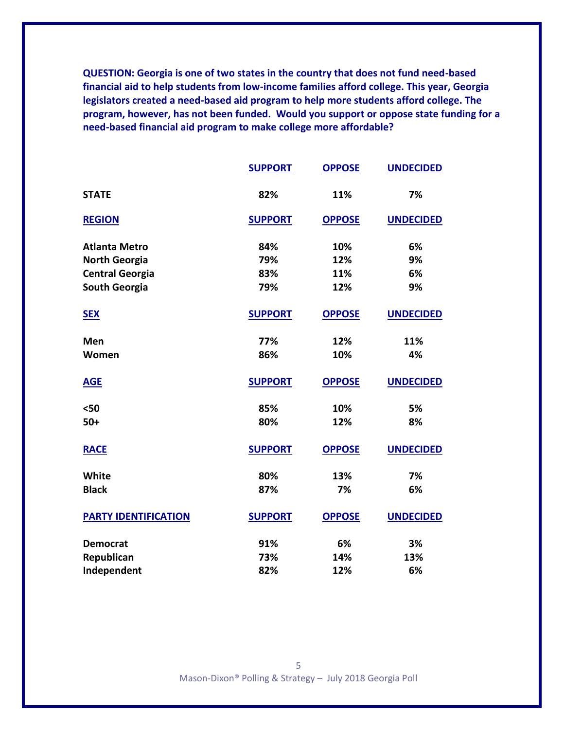**QUESTION: Georgia is one of two states in the country that does not fund need-based financial aid to help students from low-income families afford college. This year, Georgia legislators created a need-based aid program to help more students afford college. The program, however, has not been funded. Would you support or oppose state funding for a need-based financial aid program to make college more affordable?**

| | SUPPORT | OPPOSE | UNDECIDED |
|---|---|---|---|
| **STATE** | 82% | 11% | 7% |
| **REGION** | **SUPPORT** | **OPPOSE** | **UNDECIDED** |
| Atlanta Metro | 84% | 10% | 6% |
| North Georgia | 79% | 12% | 9% |
| Central Georgia | 83% | 11% | 6% |
| South Georgia | 79% | 12% | 9% |
| **SEX** | **SUPPORT** | **OPPOSE** | **UNDECIDED** |
| Men | 77% | 12% | 11% |
| Women | 86% | 10% | 4% |
| **AGE** | **SUPPORT** | **OPPOSE** | **UNDECIDED** |
| <50 | 85% | 10% | 5% |
| 50+ | 80% | 12% | 8% |
| **RACE** | **SUPPORT** | **OPPOSE** | **UNDECIDED** |
| White | 80% | 13% | 7% |
| Black | 87% | 7% | 6% |
| **PARTY IDENTIFICATION** | **SUPPORT** | **OPPOSE** | **UNDECIDED** |
| Democrat | 91% | 6% | 3% |
| Republican | 73% | 14% | 13% |
| Independent | 82% | 12% | 6% |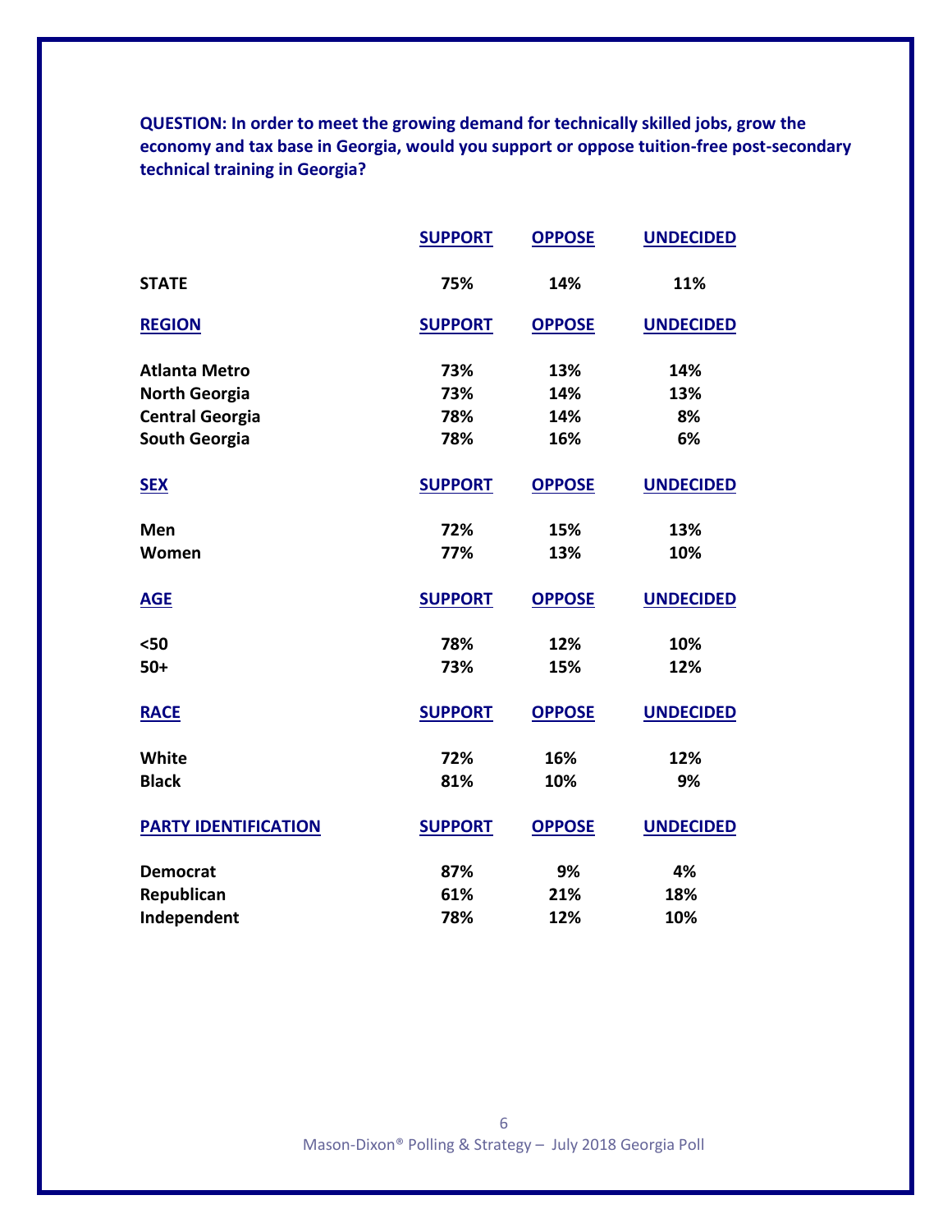**QUESTION: In order to meet the growing demand for technically skilled jobs, grow the economy and tax base in Georgia, would you support or oppose tuition-free post-secondary technical training in Georgia?**

| | SUPPORT | OPPOSE | UNDECIDED |
|---|---|---|---|
| **STATE** | 75% | 14% | 11% |
| **REGION** | **SUPPORT** | **OPPOSE** | **UNDECIDED** |
| Atlanta Metro | 73% | 13% | 14% |
| North Georgia | 73% | 14% | 13% |
| Central Georgia | 78% | 14% | 8% |
| South Georgia | 78% | 16% | 6% |
| **SEX** | **SUPPORT** | **OPPOSE** | **UNDECIDED** |
| Men | 72% | 15% | 13% |
| Women | 77% | 13% | 10% |
| **AGE** | **SUPPORT** | **OPPOSE** | **UNDECIDED** |
| <50 | 78% | 12% | 10% |
| 50+ | 73% | 15% | 12% |
| **RACE** | **SUPPORT** | **OPPOSE** | **UNDECIDED** |
| White | 72% | 16% | 12% |
| Black | 81% | 10% | 9% |
| **PARTY IDENTIFICATION** | **SUPPORT** | **OPPOSE** | **UNDECIDED** |
| Democrat | 87% | 9% | 4% |
| Republican | 61% | 21% | 18% |
| Independent | 78% | 12% | 10% |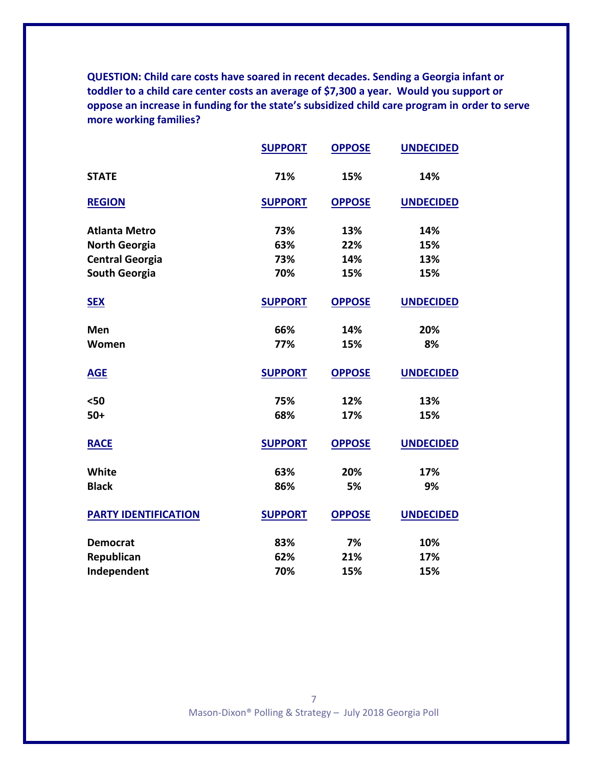**QUESTION: Child care costs have soared in recent decades. Sending a Georgia infant or toddler to a child care center costs an average of $7,300 a year. Would you support or oppose an increase in funding for the state's subsidized child care program in order to serve more working families?**

| | SUPPORT | OPPOSE | UNDECIDED |
|---|---|---|---|
| **STATE** | 71% | 15% | 14% |
| **REGION** | **SUPPORT** | **OPPOSE** | **UNDECIDED** |
| Atlanta Metro | 73% | 13% | 14% |
| North Georgia | 63% | 22% | 15% |
| Central Georgia | 73% | 14% | 13% |
| South Georgia | 70% | 15% | 15% |
| **SEX** | **SUPPORT** | **OPPOSE** | **UNDECIDED** |
| Men | 66% | 14% | 20% |
| Women | 77% | 15% | 8% |
| **AGE** | **SUPPORT** | **OPPOSE** | **UNDECIDED** |
| <50 | 75% | 12% | 13% |
| 50+ | 68% | 17% | 15% |
| **RACE** | **SUPPORT** | **OPPOSE** | **UNDECIDED** |
| White | 63% | 20% | 17% |
| Black | 86% | 5% | 9% |
| **PARTY IDENTIFICATION** | **SUPPORT** | **OPPOSE** | **UNDECIDED** |
| Democrat | 83% | 7% | 10% |
| Republican | 62% | 21% | 17% |
| Independent | 70% | 15% | 15% |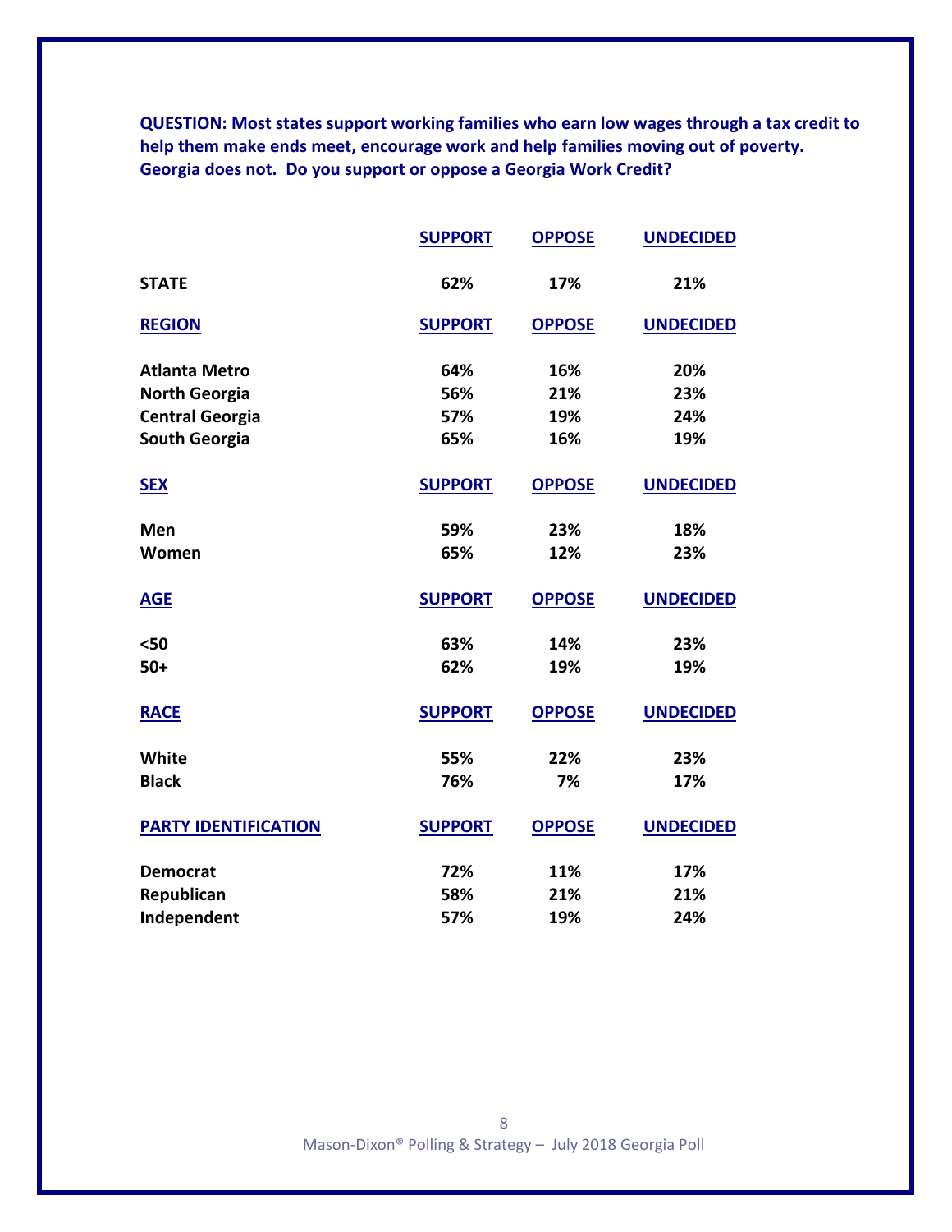**QUESTION: Most states support working families who earn low wages through a tax credit to help them make ends meet, encourage work and help families moving out of poverty. Georgia does not. Do you support or oppose a Georgia Work Credit?**

| | SUPPORT | OPPOSE | UNDECIDED |
|---|---|---|---|
| **STATE** | 62% | 17% | 21% |
| **REGION** | **SUPPORT** | **OPPOSE** | **UNDECIDED** |
| Atlanta Metro | 64% | 16% | 20% |
| North Georgia | 56% | 21% | 23% |
| Central Georgia | 57% | 19% | 24% |
| South Georgia | 65% | 16% | 19% |
| **SEX** | **SUPPORT** | **OPPOSE** | **UNDECIDED** |
| Men | 59% | 23% | 18% |
| Women | 65% | 12% | 23% |
| **AGE** | **SUPPORT** | **OPPOSE** | **UNDECIDED** |
| <50 | 63% | 14% | 23% |
| 50+ | 62% | 19% | 19% |
| **RACE** | **SUPPORT** | **OPPOSE** | **UNDECIDED** |
| White | 55% | 22% | 23% |
| Black | 76% | 7% | 17% |
| **PARTY IDENTIFICATION** | **SUPPORT** | **OPPOSE** | **UNDECIDED** |
| Democrat | 72% | 11% | 17% |
| Republican | 58% | 21% | 21% |
| Independent | 57% | 19% | 24% |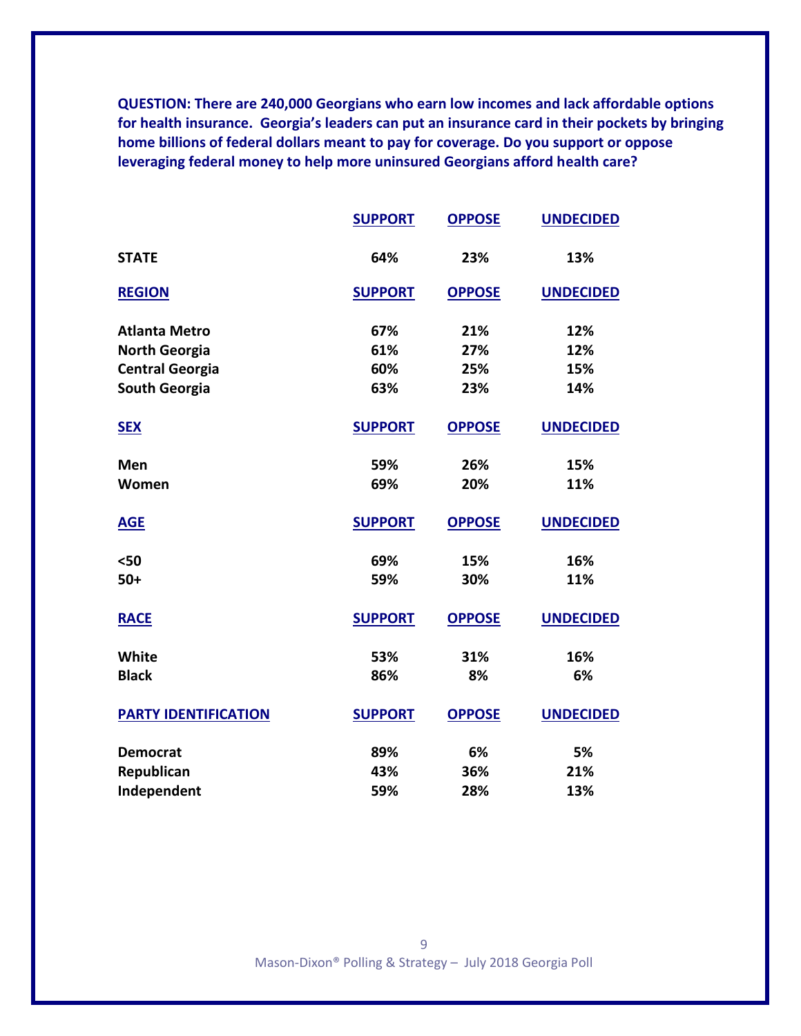**QUESTION: There are 240,000 Georgians who earn low incomes and lack affordable options for health insurance. Georgia's leaders can put an insurance card in their pockets by bringing home billions of federal dollars meant to pay for coverage. Do you support or oppose leveraging federal money to help more uninsured Georgians afford health care?**

| | SUPPORT | OPPOSE | UNDECIDED |
|---|---|---|---|
| **STATE** | 64% | 23% | 13% |
| **REGION** | **SUPPORT** | **OPPOSE** | **UNDECIDED** |
| Atlanta Metro | 67% | 21% | 12% |
| North Georgia | 61% | 27% | 12% |
| Central Georgia | 60% | 25% | 15% |
| South Georgia | 63% | 23% | 14% |
| **SEX** | **SUPPORT** | **OPPOSE** | **UNDECIDED** |
| Men | 59% | 26% | 15% |
| Women | 69% | 20% | 11% |
| **AGE** | **SUPPORT** | **OPPOSE** | **UNDECIDED** |
| <50 | 69% | 15% | 16% |
| 50+ | 59% | 30% | 11% |
| **RACE** | **SUPPORT** | **OPPOSE** | **UNDECIDED** |
| White | 53% | 31% | 16% |
| Black | 86% | 8% | 6% |
| **PARTY IDENTIFICATION** | **SUPPORT** | **OPPOSE** | **UNDECIDED** |
| Democrat | 89% | 6% | 5% |
| Republican | 43% | 36% | 21% |
| Independent | 59% | 28% | 13% |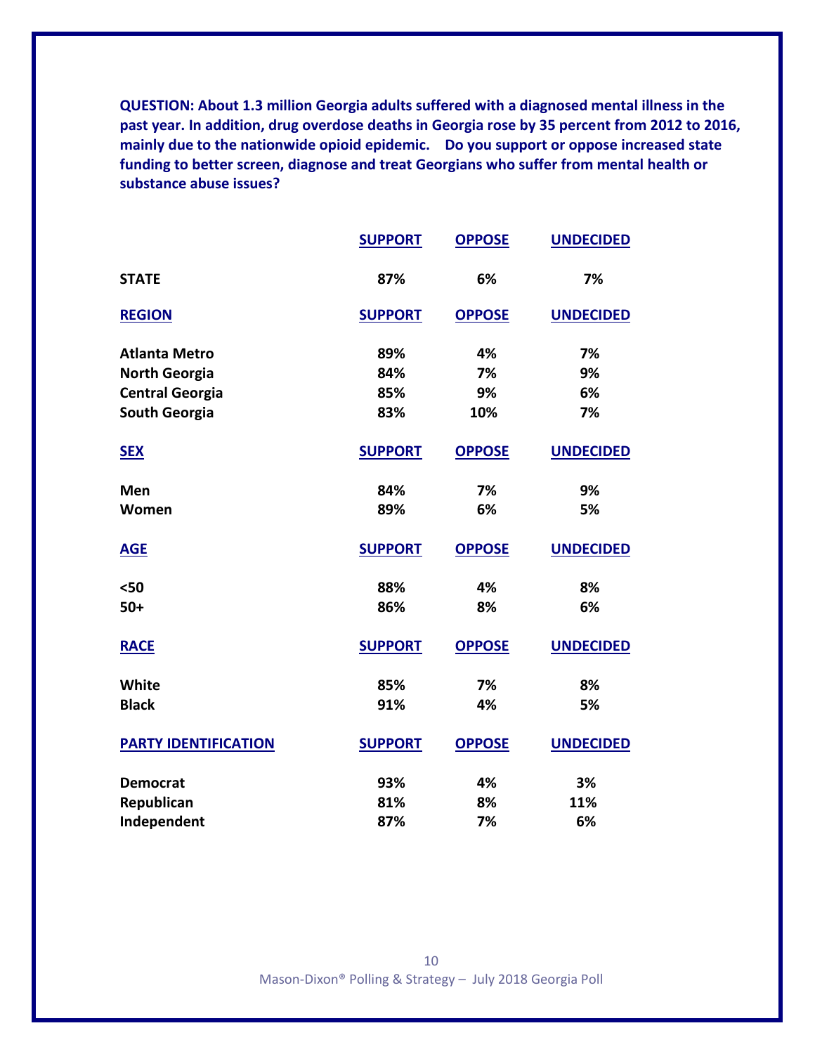**QUESTION: About 1.3 million Georgia adults suffered with a diagnosed mental illness in the past year. In addition, drug overdose deaths in Georgia rose by 35 percent from 2012 to 2016, mainly due to the nationwide opioid epidemic. Do you support or oppose increased state funding to better screen, diagnose and treat Georgians who suffer from mental health or substance abuse issues?**

| | SUPPORT | OPPOSE | UNDECIDED |
|---|---|---|---|
| **STATE** | 87% | 6% | 7% |
| **REGION** | **SUPPORT** | **OPPOSE** | **UNDECIDED** |
| Atlanta Metro | 89% | 4% | 7% |
| North Georgia | 84% | 7% | 9% |
| Central Georgia | 85% | 9% | 6% |
| South Georgia | 83% | 10% | 7% |
| **SEX** | **SUPPORT** | **OPPOSE** | **UNDECIDED** |
| Men | 84% | 7% | 9% |
| Women | 89% | 6% | 5% |
| **AGE** | **SUPPORT** | **OPPOSE** | **UNDECIDED** |
| <50 | 88% | 4% | 8% |
| 50+ | 86% | 8% | 6% |
| **RACE** | **SUPPORT** | **OPPOSE** | **UNDECIDED** |
| White | 85% | 7% | 8% |
| Black | 91% | 4% | 5% |
| **PARTY IDENTIFICATION** | **SUPPORT** | **OPPOSE** | **UNDECIDED** |
| Democrat | 93% | 4% | 3% |
| Republican | 81% | 8% | 11% |
| Independent | 87% | 7% | 6% |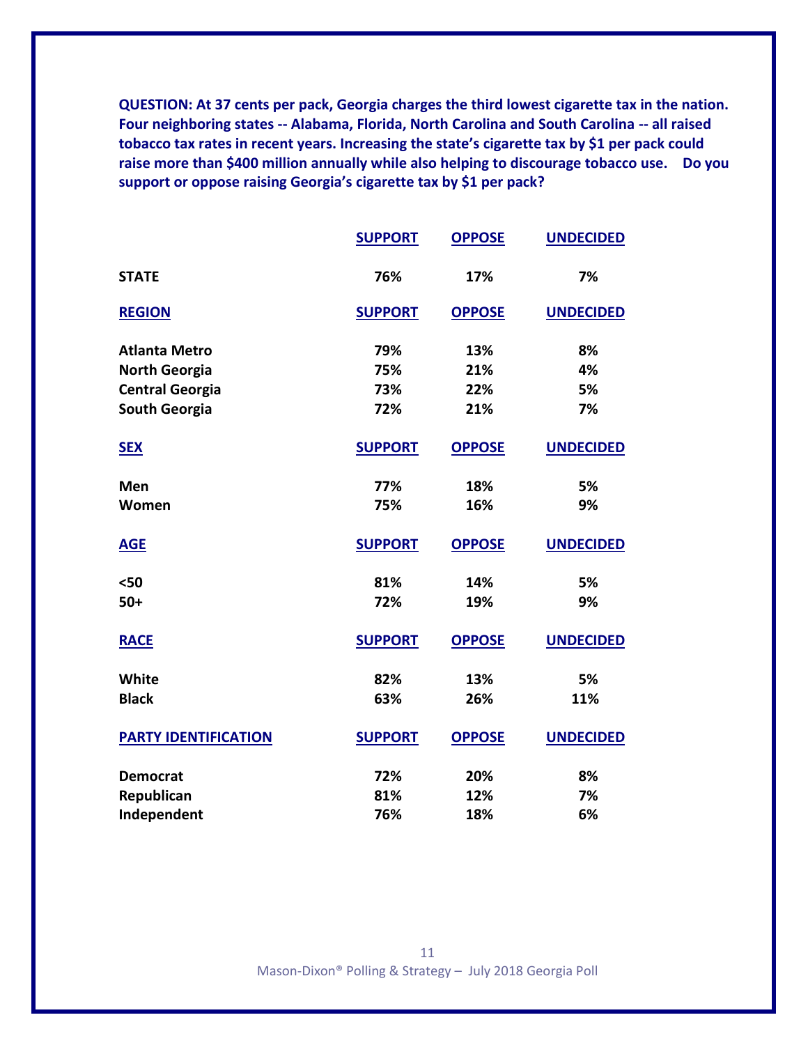**QUESTION: At 37 cents per pack, Georgia charges the third lowest cigarette tax in the nation. Four neighboring states -- Alabama, Florida, North Carolina and South Carolina -- all raised tobacco tax rates in recent years. Increasing the state's cigarette tax by $1 per pack could raise more than $400 million annually while also helping to discourage tobacco use. Do you support or oppose raising Georgia's cigarette tax by $1 per pack?**

| | SUPPORT | OPPOSE | UNDECIDED |
|---|---|---|---|
| **STATE** | 76% | 17% | 7% |
| **REGION** | **SUPPORT** | **OPPOSE** | **UNDECIDED** |
| Atlanta Metro | 79% | 13% | 8% |
| North Georgia | 75% | 21% | 4% |
| Central Georgia | 73% | 22% | 5% |
| South Georgia | 72% | 21% | 7% |
| **SEX** | **SUPPORT** | **OPPOSE** | **UNDECIDED** |
| Men | 77% | 18% | 5% |
| Women | 75% | 16% | 9% |
| **AGE** | **SUPPORT** | **OPPOSE** | **UNDECIDED** |
| <50 | 81% | 14% | 5% |
| 50+ | 72% | 19% | 9% |
| **RACE** | **SUPPORT** | **OPPOSE** | **UNDECIDED** |
| White | 82% | 13% | 5% |
| Black | 63% | 26% | 11% |
| **PARTY IDENTIFICATION** | **SUPPORT** | **OPPOSE** | **UNDECIDED** |
| Democrat | 72% | 20% | 8% |
| Republican | 81% | 12% | 7% |
| Independent | 76% | 18% | 6% |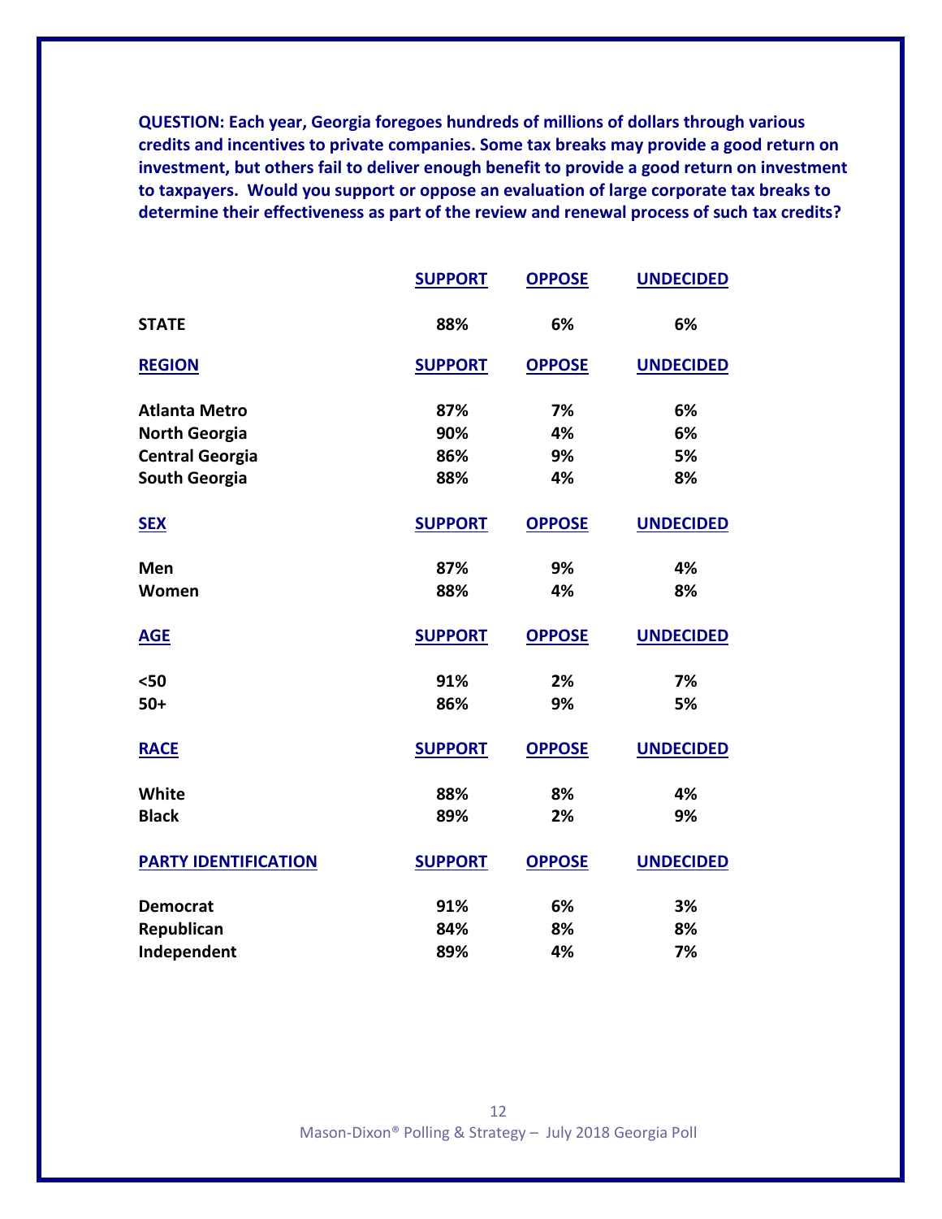**QUESTION: Each year, Georgia foregoes hundreds of millions of dollars through various credits and incentives to private companies. Some tax breaks may provide a good return on investment, but others fail to deliver enough benefit to provide a good return on investment to taxpayers. Would you support or oppose an evaluation of large corporate tax breaks to determine their effectiveness as part of the review and renewal process of such tax credits?**

| | SUPPORT | OPPOSE | UNDECIDED |
|---|---|---|---|
| **STATE** | 88% | 6% | 6% |
| **REGION** | **SUPPORT** | **OPPOSE** | **UNDECIDED** |
| Atlanta Metro | 87% | 7% | 6% |
| North Georgia | 90% | 4% | 6% |
| Central Georgia | 86% | 9% | 5% |
| South Georgia | 88% | 4% | 8% |
| **SEX** | **SUPPORT** | **OPPOSE** | **UNDECIDED** |
| Men | 87% | 9% | 4% |
| Women | 88% | 4% | 8% |
| **AGE** | **SUPPORT** | **OPPOSE** | **UNDECIDED** |
| <50 | 91% | 2% | 7% |
| 50+ | 86% | 9% | 5% |
| **RACE** | **SUPPORT** | **OPPOSE** | **UNDECIDED** |
| White | 88% | 8% | 4% |
| Black | 89% | 2% | 9% |
| **PARTY IDENTIFICATION** | **SUPPORT** | **OPPOSE** | **UNDECIDED** |
| Democrat | 91% | 6% | 3% |
| Republican | 84% | 8% | 8% |
| Independent | 89% | 4% | 7% |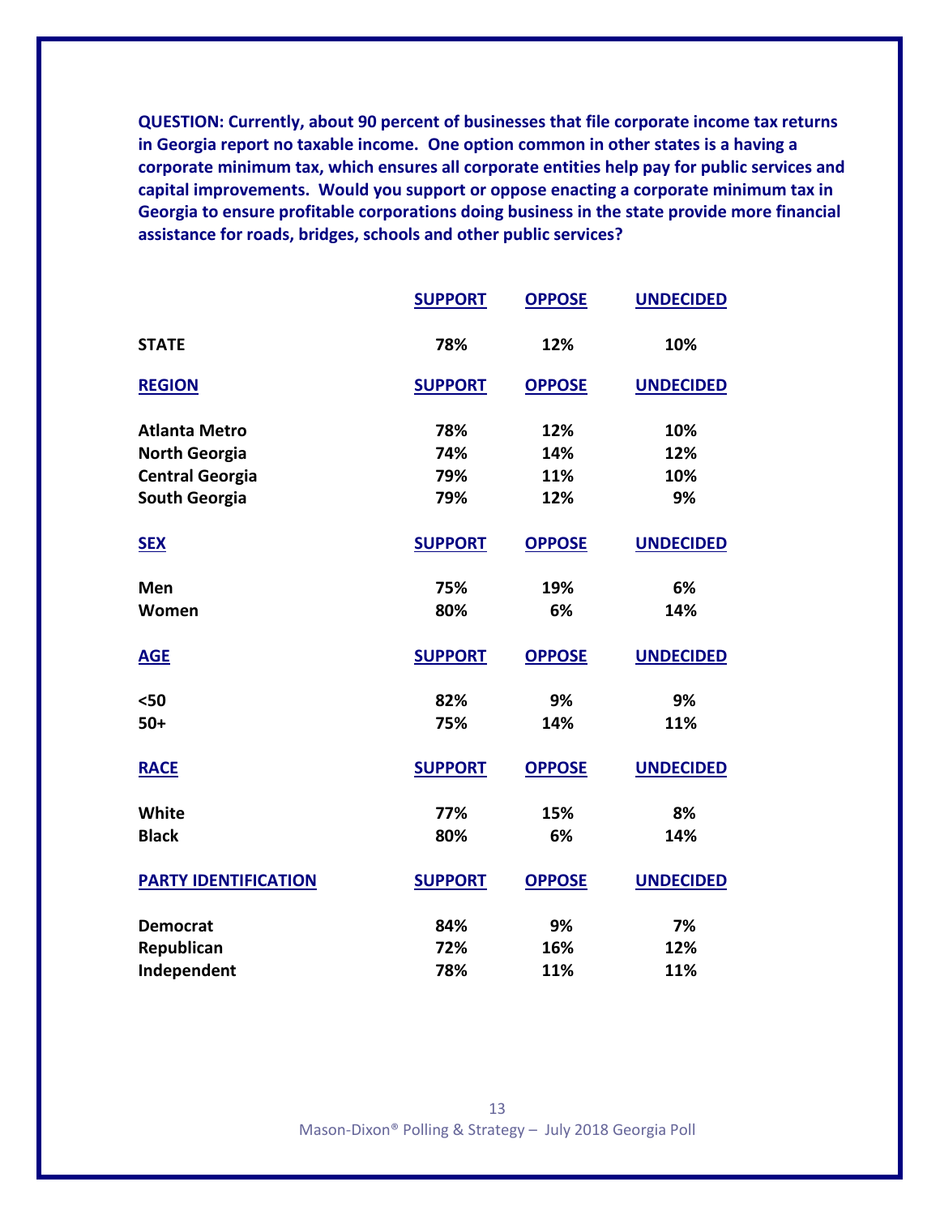**QUESTION: Currently, about 90 percent of businesses that file corporate income tax returns in Georgia report no taxable income. One option common in other states is a having a corporate minimum tax, which ensures all corporate entities help pay for public services and capital improvements. Would you support or oppose enacting a corporate minimum tax in Georgia to ensure profitable corporations doing business in the state provide more financial assistance for roads, bridges, schools and other public services?**

| | SUPPORT | OPPOSE | UNDECIDED |
|---|---|---|---|
| **STATE** | 78% | 12% | 10% |
| **REGION** | **SUPPORT** | **OPPOSE** | **UNDECIDED** |
| Atlanta Metro | 78% | 12% | 10% |
| North Georgia | 74% | 14% | 12% |
| Central Georgia | 79% | 11% | 10% |
| South Georgia | 79% | 12% | 9% |
| **SEX** | **SUPPORT** | **OPPOSE** | **UNDECIDED** |
| Men | 75% | 19% | 6% |
| Women | 80% | 6% | 14% |
| **AGE** | **SUPPORT** | **OPPOSE** | **UNDECIDED** |
| <50 | 82% | 9% | 9% |
| 50+ | 75% | 14% | 11% |
| **RACE** | **SUPPORT** | **OPPOSE** | **UNDECIDED** |
| White | 77% | 15% | 8% |
| Black | 80% | 6% | 14% |
| **PARTY IDENTIFICATION** | **SUPPORT** | **OPPOSE** | **UNDECIDED** |
| Democrat | 84% | 9% | 7% |
| Republican | 72% | 16% | 12% |
| Independent | 78% | 11% | 11% |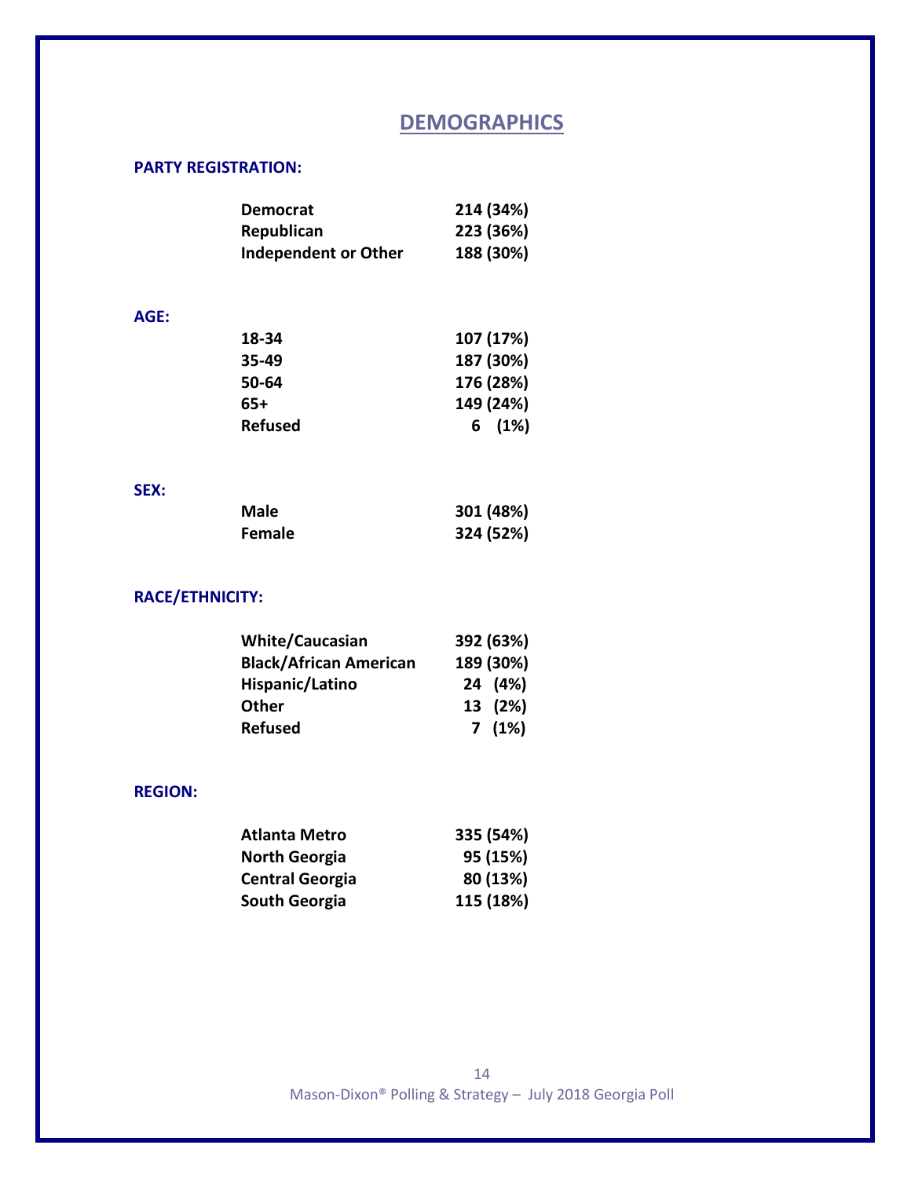# DEMOGRAPHICS

**PARTY REGISTRATION:**

| | |
|---|---|
| Democrat | 214 (34%) |
| Republican | 223 (36%) |
| Independent or Other | 188 (30%) |

**AGE:**

| | |
|---|---|
| 18-34 | 107 (17%) |
| 35-49 | 187 (30%) |
| 50-64 | 176 (28%) |
| 65+ | 149 (24%) |
| Refused | 6 (1%) |

**SEX:**

| | |
|---|---|
| Male | 301 (48%) |
| Female | 324 (52%) |

**RACE/ETHNICITY:**

| | |
|---|---|
| White/Caucasian | 392 (63%) |
| Black/African American | 189 (30%) |
| Hispanic/Latino | 24 (4%) |
| Other | 13 (2%) |
| Refused | 7 (1%) |

**REGION:**

| | |
|---|---|
| Atlanta Metro | 335 (54%) |
| North Georgia | 95 (15%) |
| Central Georgia | 80 (13%) |
| South Georgia | 115 (18%) |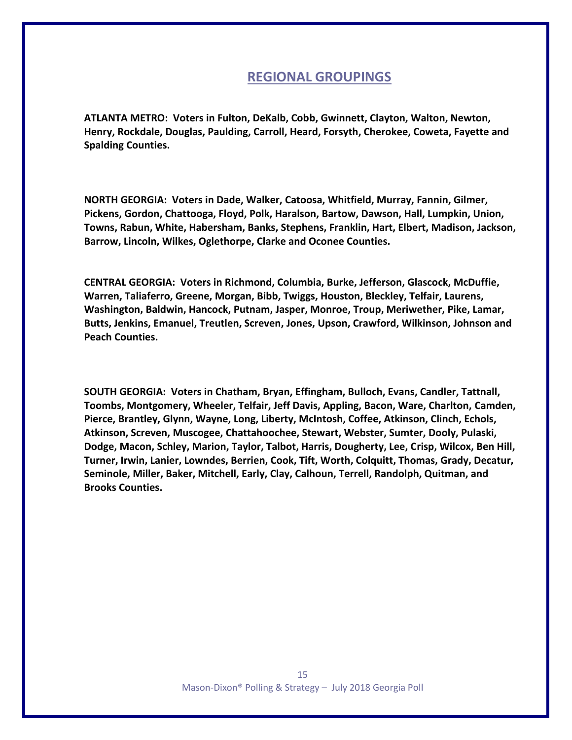## REGIONAL GROUPINGS

**ATLANTA METRO: Voters in Fulton, DeKalb, Cobb, Gwinnett, Clayton, Walton, Newton, Henry, Rockdale, Douglas, Paulding, Carroll, Heard, Forsyth, Cherokee, Coweta, Fayette and Spalding Counties.**

**NORTH GEORGIA: Voters in Dade, Walker, Catoosa, Whitfield, Murray, Fannin, Gilmer, Pickens, Gordon, Chattooga, Floyd, Polk, Haralson, Bartow, Dawson, Hall, Lumpkin, Union, Towns, Rabun, White, Habersham, Banks, Stephens, Franklin, Hart, Elbert, Madison, Jackson, Barrow, Lincoln, Wilkes, Oglethorpe, Clarke and Oconee Counties.**

**CENTRAL GEORGIA: Voters in Richmond, Columbia, Burke, Jefferson, Glascock, McDuffie, Warren, Taliaferro, Greene, Morgan, Bibb, Twiggs, Houston, Bleckley, Telfair, Laurens, Washington, Baldwin, Hancock, Putnam, Jasper, Monroe, Troup, Meriwether, Pike, Lamar, Butts, Jenkins, Emanuel, Treutlen, Screven, Jones, Upson, Crawford, Wilkinson, Johnson and Peach Counties.**

**SOUTH GEORGIA: Voters in Chatham, Bryan, Effingham, Bulloch, Evans, Candler, Tattnall, Toombs, Montgomery, Wheeler, Telfair, Jeff Davis, Appling, Bacon, Ware, Charlton, Camden, Pierce, Brantley, Glynn, Wayne, Long, Liberty, McIntosh, Coffee, Atkinson, Clinch, Echols, Atkinson, Screven, Muscogee, Chattahoochee, Stewart, Webster, Sumter, Dooly, Pulaski, Dodge, Macon, Schley, Marion, Taylor, Talbot, Harris, Dougherty, Lee, Crisp, Wilcox, Ben Hill, Turner, Irwin, Lanier, Lowndes, Berrien, Cook, Tift, Worth, Colquitt, Thomas, Grady, Decatur, Seminole, Miller, Baker, Mitchell, Early, Clay, Calhoun, Terrell, Randolph, Quitman, and Brooks Counties.**